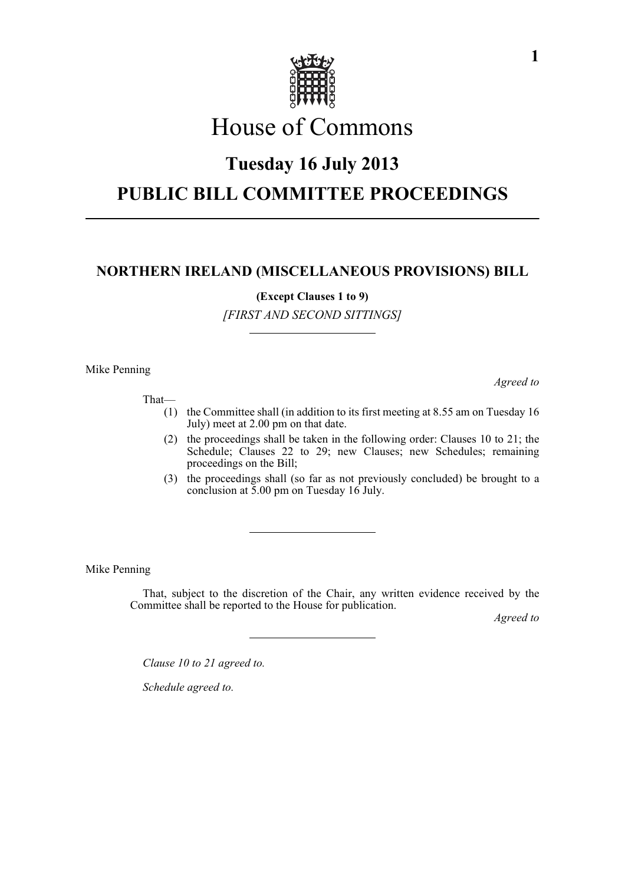# House of Commons

## Tuesday 16 July 2013

## PUBLIC BILL COMMITTEE PROCEEDINGS

---

### NORTHERN IRELAND (MISCELLANEOUS PROVISIONS) BILL

**(Except Clauses 1 to 9)**

*[FIRST AND SECOND SITTINGS]*

---

Mike Penning

*Agreed to*

That—

(1) the Committee shall (in addition to its first meeting at 8.55 am on Tuesday 16 July) meet at 2.00 pm on that date.

(2) the proceedings shall be taken in the following order: Clauses 10 to 21; the Schedule; Clauses 22 to 29; new Clauses; new Schedules; remaining proceedings on the Bill;

(3) the proceedings shall (so far as not previously concluded) be brought to a conclusion at 5.00 pm on Tuesday 16 July.

---

Mike Penning

That, subject to the discretion of the Chair, any written evidence received by the Committee shall be reported to the House for publication.

*Agreed to*

---

*Clause 10 to 21 agreed to.*

*Schedule agreed to.*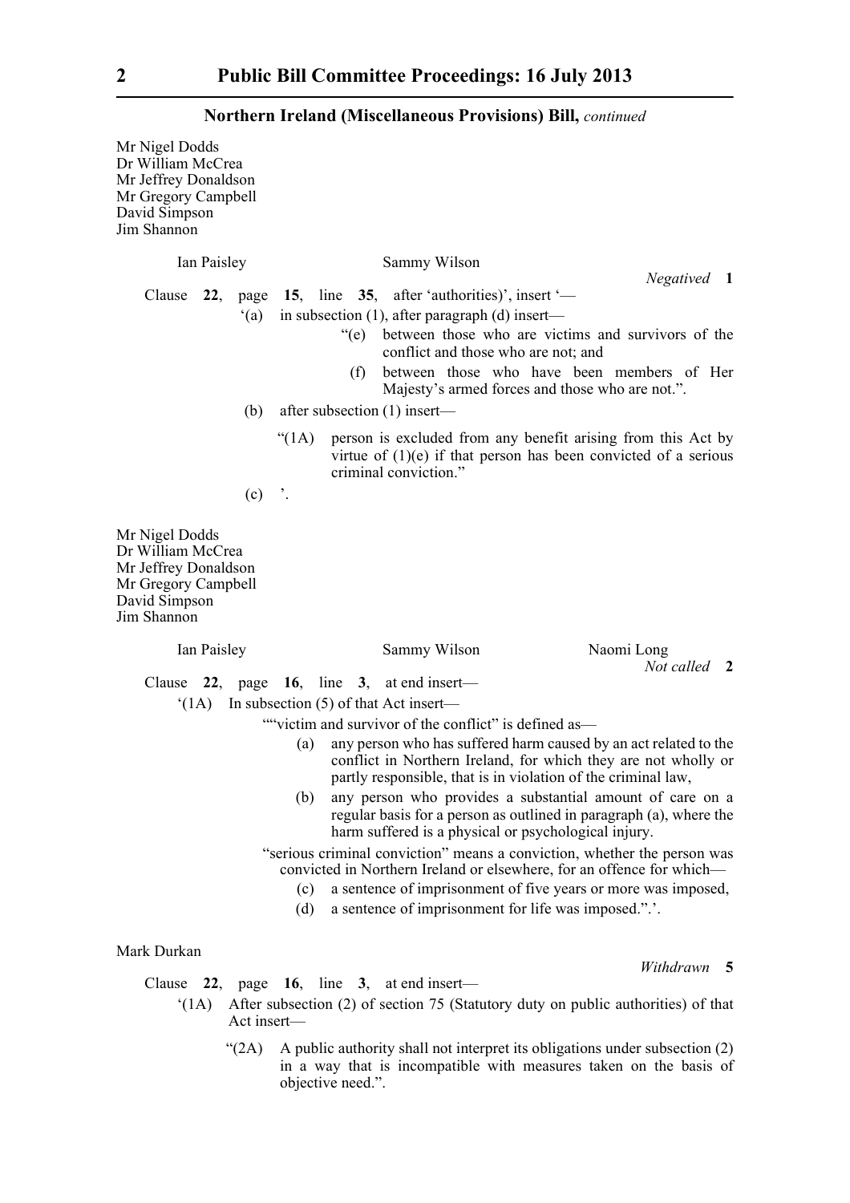**Northern Ireland (Miscellaneous Provisions) Bill,** *continued*

Mr Nigel Dodds
Dr William McCrea
Mr Jeffrey Donaldson
Mr Gregory Campbell
David Simpson
Jim Shannon

Ian Paisley Sammy Wilson

*Negatived* **1**

Clause **22**, page **15**, line **35**, after 'authorities)', insert '—

'(a) in subsection (1), after paragraph (d) insert—

"(e) between those who are victims and survivors of the conflict and those who are not; and

(f) between those who have been members of Her Majesty's armed forces and those who are not.".

(b) after subsection (1) insert—

"(1A) person is excluded from any benefit arising from this Act by virtue of (1)(e) if that person has been convicted of a serious criminal conviction."

(c) '.

Mr Nigel Dodds
Dr William McCrea
Mr Jeffrey Donaldson
Mr Gregory Campbell
David Simpson
Jim Shannon

Ian Paisley Sammy Wilson Naomi Long

*Not called* **2**

Clause **22**, page **16**, line **3**, at end insert—

'(1A) In subsection (5) of that Act insert—

""victim and survivor of the conflict" is defined as—

(a) any person who has suffered harm caused by an act related to the conflict in Northern Ireland, for which they are not wholly or partly responsible, that is in violation of the criminal law,

(b) any person who provides a substantial amount of care on a regular basis for a person as outlined in paragraph (a), where the harm suffered is a physical or psychological injury.

"serious criminal conviction" means a conviction, whether the person was convicted in Northern Ireland or elsewhere, for an offence for which—

(c) a sentence of imprisonment of five years or more was imposed,

(d) a sentence of imprisonment for life was imposed.".'.

Mark Durkan

*Withdrawn* **5**

Clause **22**, page **16**, line **3**, at end insert—

'(1A) After subsection (2) of section 75 (Statutory duty on public authorities) of that Act insert—

"(2A) A public authority shall not interpret its obligations under subsection (2) in a way that is incompatible with measures taken on the basis of objective need.".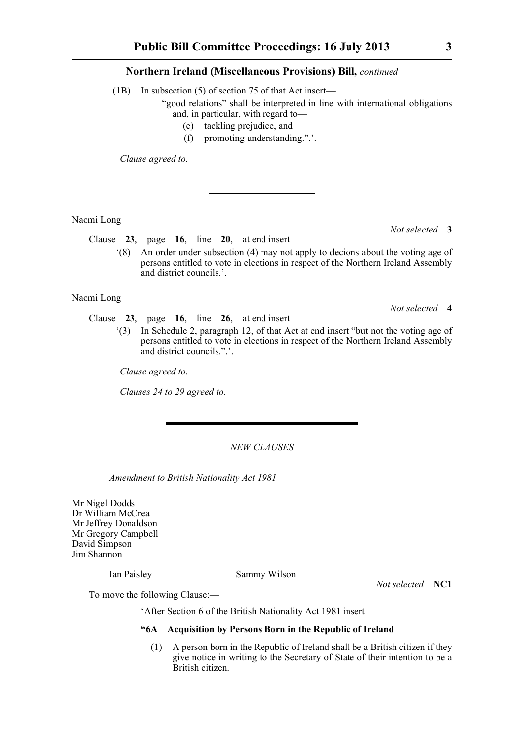**Northern Ireland (Miscellaneous Provisions) Bill,** *continued*

(1B) In subsection (5) of section 75 of that Act insert—

"good relations" shall be interpreted in line with international obligations and, in particular, with regard to—

(e) tackling prejudice, and

(f) promoting understanding.".'.

*Clause agreed to.*

---

Naomi Long

*Not selected* **3**

Clause **23**, page **16**, line **20**, at end insert—

'(8) An order under subsection (4) may not apply to decions about the voting age of persons entitled to vote in elections in respect of the Northern Ireland Assembly and district councils.'.

Naomi Long

*Not selected* **4**

Clause **23**, page **16**, line **26**, at end insert—

'(3) In Schedule 2, paragraph 12, of that Act at end insert "but not the voting age of persons entitled to vote in elections in respect of the Northern Ireland Assembly and district councils.".'.

*Clause agreed to.*

*Clauses 24 to 29 agreed to.*

---

*NEW CLAUSES*

*Amendment to British Nationality Act 1981*

Mr Nigel Dodds
Dr William McCrea
Mr Jeffrey Donaldson
Mr Gregory Campbell
David Simpson
Jim Shannon

Ian Paisley
Sammy Wilson

*Not selected* **NC1**

To move the following Clause:—

'After Section 6 of the British Nationality Act 1981 insert—

**"6A Acquisition by Persons Born in the Republic of Ireland**

(1) A person born in the Republic of Ireland shall be a British citizen if they give notice in writing to the Secretary of State of their intention to be a British citizen.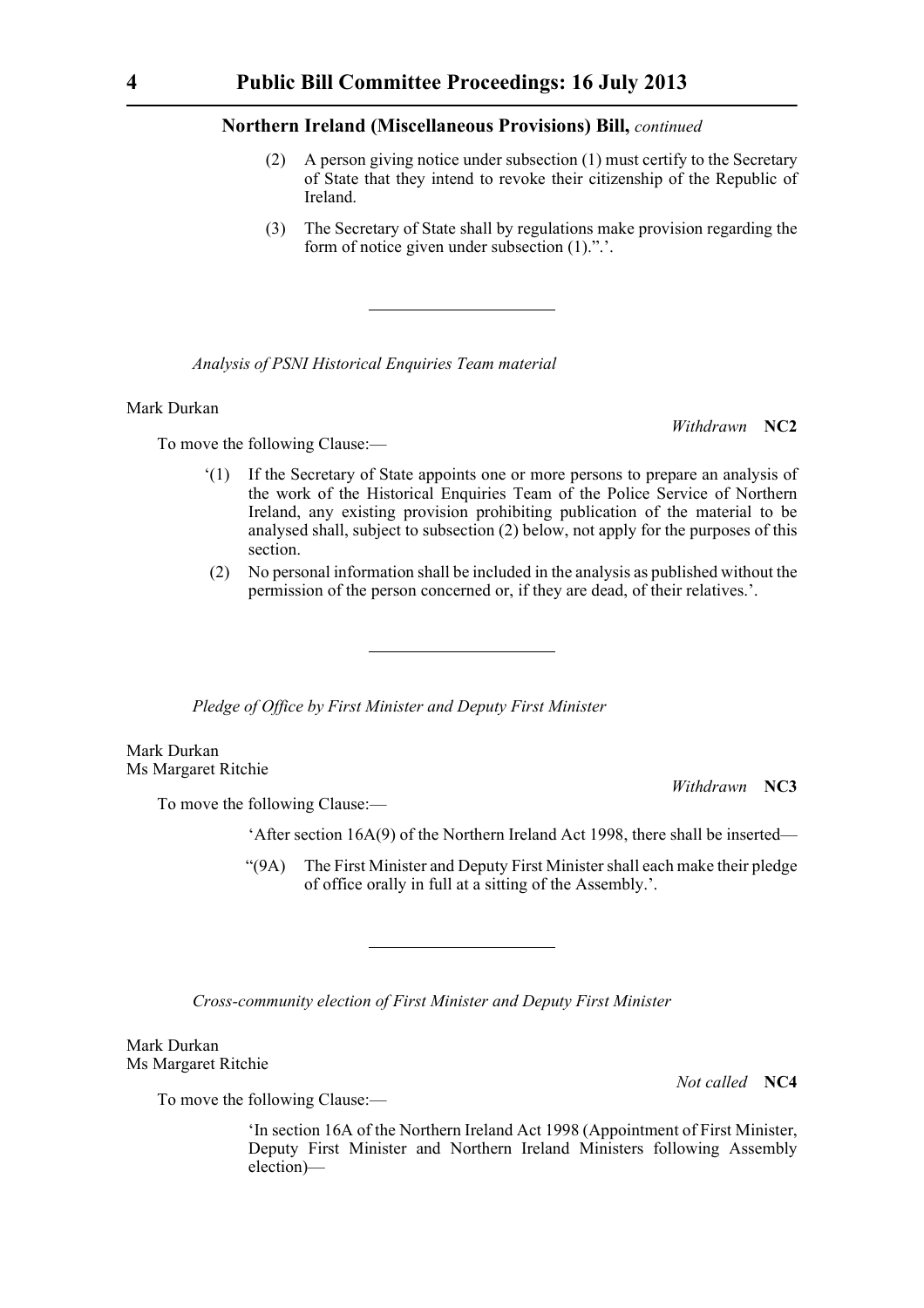(2) A person giving notice under subsection (1) must certify to the Secretary of State that they intend to revoke their citizenship of the Republic of Ireland.

(3) The Secretary of State shall by regulations make provision regarding the form of notice given under subsection (1).”.’.

---

*Analysis of PSNI Historical Enquiries Team material*

Mark Durkan

*Withdrawn* **NC2**

To move the following Clause:—

‘(1) If the Secretary of State appoints one or more persons to prepare an analysis of the work of the Historical Enquiries Team of the Police Service of Northern Ireland, any existing provision prohibiting publication of the material to be analysed shall, subject to subsection (2) below, not apply for the purposes of this section.

(2) No personal information shall be included in the analysis as published without the permission of the person concerned or, if they are dead, of their relatives.’.

---

*Pledge of Office by First Minister and Deputy First Minister*

Mark Durkan
Ms Margaret Ritchie

*Withdrawn* **NC3**

To move the following Clause:—

‘After section 16A(9) of the Northern Ireland Act 1998, there shall be inserted—

“(9A) The First Minister and Deputy First Minister shall each make their pledge of office orally in full at a sitting of the Assembly.’.

---

*Cross-community election of First Minister and Deputy First Minister*

Mark Durkan
Ms Margaret Ritchie

*Not called* **NC4**

To move the following Clause:—

‘In section 16A of the Northern Ireland Act 1998 (Appointment of First Minister, Deputy First Minister and Northern Ireland Ministers following Assembly election)—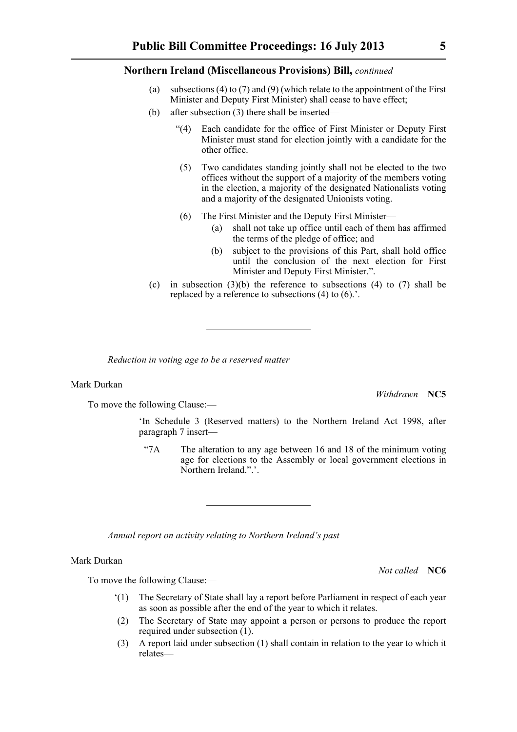**Northern Ireland (Miscellaneous Provisions) Bill,** *continued*

(a) subsections (4) to (7) and (9) (which relate to the appointment of the First Minister and Deputy First Minister) shall cease to have effect;

(b) after subsection (3) there shall be inserted—

"(4) Each candidate for the office of First Minister or Deputy First Minister must stand for election jointly with a candidate for the other office.

(5) Two candidates standing jointly shall not be elected to the two offices without the support of a majority of the members voting in the election, a majority of the designated Nationalists voting and a majority of the designated Unionists voting.

(6) The First Minister and the Deputy First Minister—

(a) shall not take up office until each of them has affirmed the terms of the pledge of office; and

(b) subject to the provisions of this Part, shall hold office until the conclusion of the next election for First Minister and Deputy First Minister.".

(c) in subsection (3)(b) the reference to subsections (4) to (7) shall be replaced by a reference to subsections (4) to (6).'.

---

*Reduction in voting age to be a reserved matter*

Mark Durkan

*Withdrawn* **NC5**

To move the following Clause:—

'In Schedule 3 (Reserved matters) to the Northern Ireland Act 1998, after paragraph 7 insert—

"7A The alteration to any age between 16 and 18 of the minimum voting age for elections to the Assembly or local government elections in Northern Ireland.".'.

---

*Annual report on activity relating to Northern Ireland's past*

Mark Durkan

*Not called* **NC6**

To move the following Clause:—

'(1) The Secretary of State shall lay a report before Parliament in respect of each year as soon as possible after the end of the year to which it relates.

(2) The Secretary of State may appoint a person or persons to produce the report required under subsection (1).

(3) A report laid under subsection (1) shall contain in relation to the year to which it relates—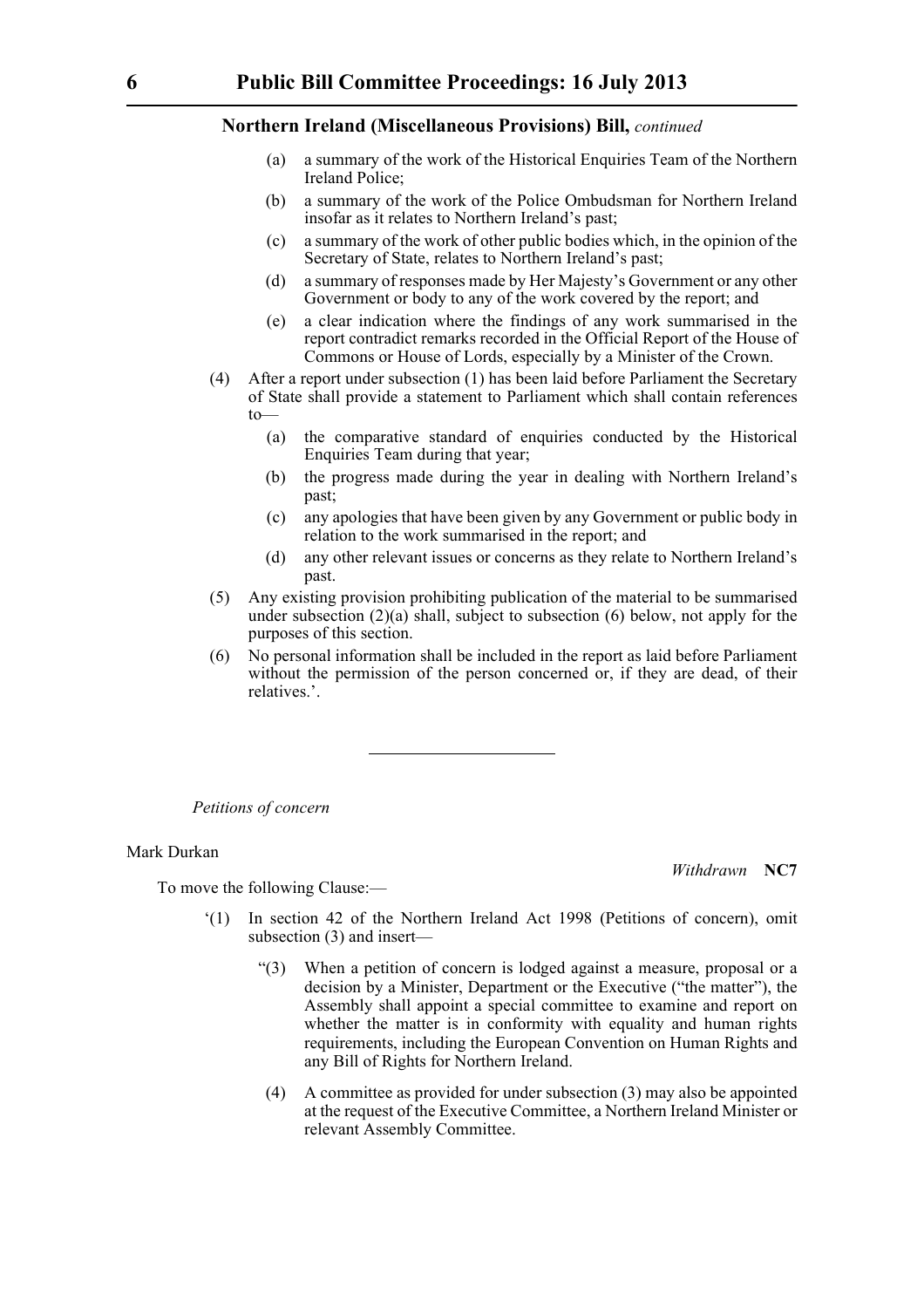(a) a summary of the work of the Historical Enquiries Team of the Northern Ireland Police;

(b) a summary of the work of the Police Ombudsman for Northern Ireland insofar as it relates to Northern Ireland's past;

(c) a summary of the work of other public bodies which, in the opinion of the Secretary of State, relates to Northern Ireland's past;

(d) a summary of responses made by Her Majesty's Government or any other Government or body to any of the work covered by the report; and

(e) a clear indication where the findings of any work summarised in the report contradict remarks recorded in the Official Report of the House of Commons or House of Lords, especially by a Minister of the Crown.

(4) After a report under subsection (1) has been laid before Parliament the Secretary of State shall provide a statement to Parliament which shall contain references to—

(a) the comparative standard of enquiries conducted by the Historical Enquiries Team during that year;

(b) the progress made during the year in dealing with Northern Ireland's past;

(c) any apologies that have been given by any Government or public body in relation to the work summarised in the report; and

(d) any other relevant issues or concerns as they relate to Northern Ireland's past.

(5) Any existing provision prohibiting publication of the material to be summarised under subsection (2)(a) shall, subject to subsection (6) below, not apply for the purposes of this section.

(6) No personal information shall be included in the report as laid before Parliament without the permission of the person concerned or, if they are dead, of their relatives.'.

---

*Petitions of concern*

Mark Durkan

*Withdrawn* **NC7**

To move the following Clause:—

'(1) In section 42 of the Northern Ireland Act 1998 (Petitions of concern), omit subsection (3) and insert—

"(3) When a petition of concern is lodged against a measure, proposal or a decision by a Minister, Department or the Executive ("the matter"), the Assembly shall appoint a special committee to examine and report on whether the matter is in conformity with equality and human rights requirements, including the European Convention on Human Rights and any Bill of Rights for Northern Ireland.

(4) A committee as provided for under subsection (3) may also be appointed at the request of the Executive Committee, a Northern Ireland Minister or relevant Assembly Committee.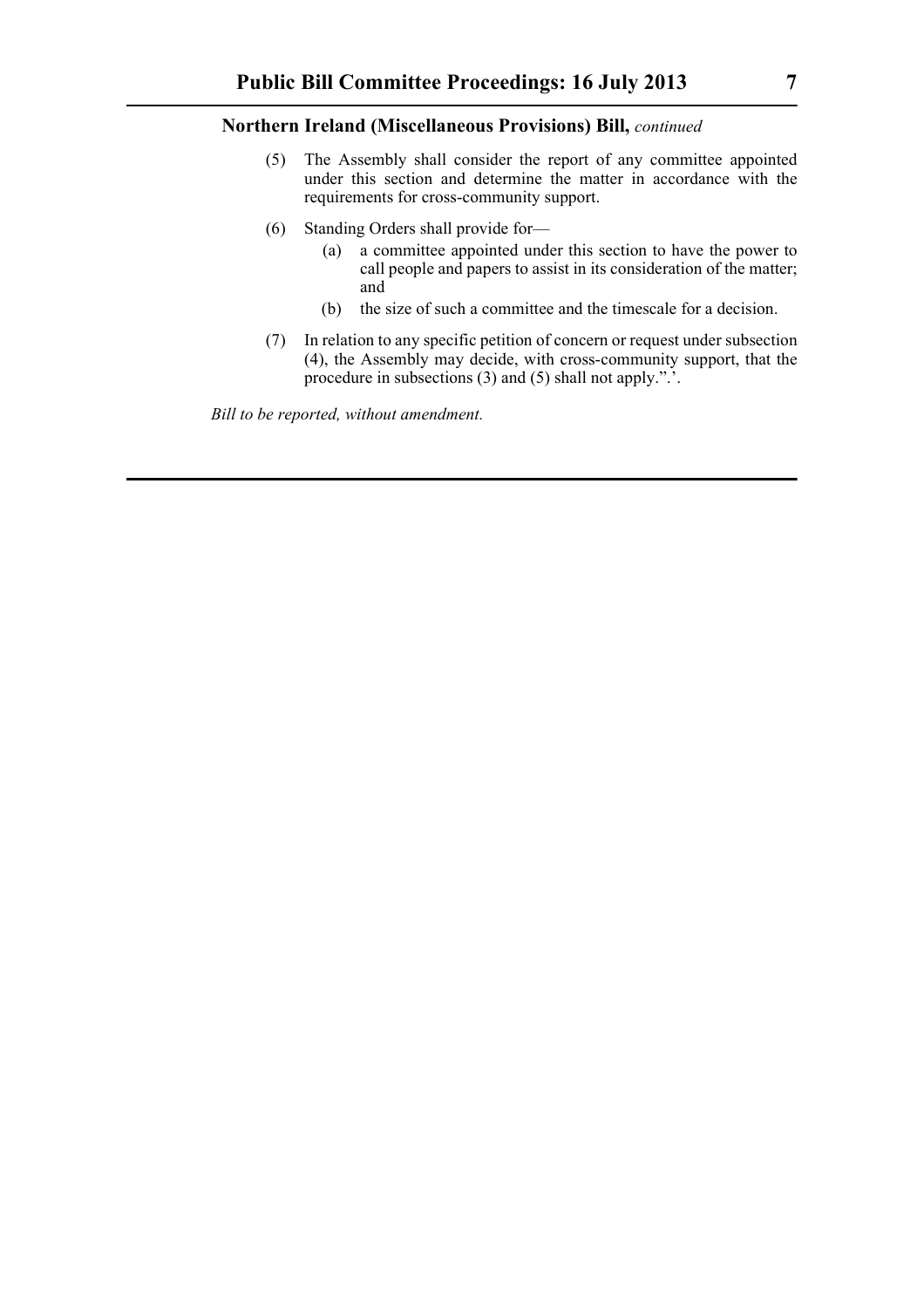**Northern Ireland (Miscellaneous Provisions) Bill,** *continued*

(5) The Assembly shall consider the report of any committee appointed under this section and determine the matter in accordance with the requirements for cross-community support.

(6) Standing Orders shall provide for—

(a) a committee appointed under this section to have the power to call people and papers to assist in its consideration of the matter; and

(b) the size of such a committee and the timescale for a decision.

(7) In relation to any specific petition of concern or request under subsection (4), the Assembly may decide, with cross-community support, that the procedure in subsections (3) and (5) shall not apply.”.’.

*Bill to be reported, without amendment.*